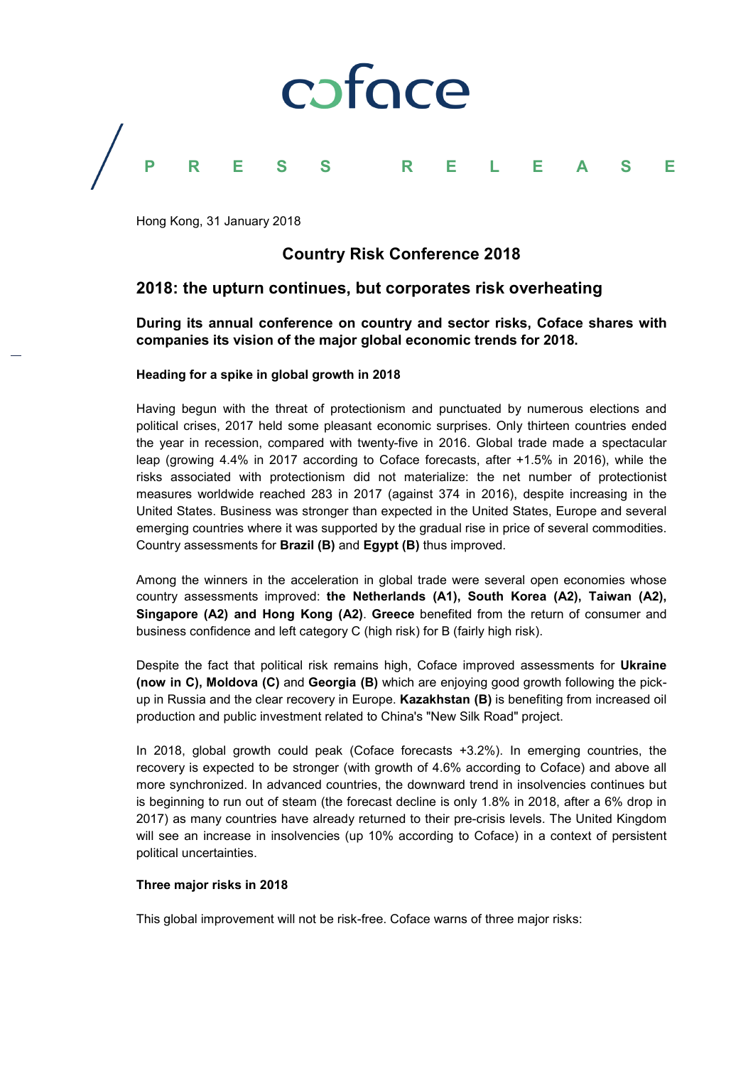coface

PRESS RELEASE

Hong Kong, 31 January 2018

# Country Risk Conference 2018

## 2018: the upturn continues, but corporates risk overheating

**During its annual conference on country and sector risks, Coface shares with companies its vision of the major global economic trends for 2018.**

**Heading for a spike in global growth in 2018**

Having begun with the threat of protectionism and punctuated by numerous elections and political crises, 2017 held some pleasant economic surprises. Only thirteen countries ended the year in recession, compared with twenty-five in 2016. Global trade made a spectacular leap (growing 4.4% in 2017 according to Coface forecasts, after +1.5% in 2016), while the risks associated with protectionism did not materialize: the net number of protectionist measures worldwide reached 283 in 2017 (against 374 in 2016), despite increasing in the United States. Business was stronger than expected in the United States, Europe and several emerging countries where it was supported by the gradual rise in price of several commodities. Country assessments for **Brazil (B)** and **Egypt (B)** thus improved.

Among the winners in the acceleration in global trade were several open economies whose country assessments improved: **the Netherlands (A1), South Korea (A2), Taiwan (A2), Singapore (A2) and Hong Kong (A2)**. **Greece** benefited from the return of consumer and business confidence and left category C (high risk) for B (fairly high risk).

Despite the fact that political risk remains high, Coface improved assessments for **Ukraine (now in C), Moldova (C)** and **Georgia (B)** which are enjoying good growth following the pick-up in Russia and the clear recovery in Europe. **Kazakhstan (B)** is benefiting from increased oil production and public investment related to China's "New Silk Road" project.

In 2018, global growth could peak (Coface forecasts +3.2%). In emerging countries, the recovery is expected to be stronger (with growth of 4.6% according to Coface) and above all more synchronized. In advanced countries, the downward trend in insolvencies continues but is beginning to run out of steam (the forecast decline is only 1.8% in 2018, after a 6% drop in 2017) as many countries have already returned to their pre-crisis levels. The United Kingdom will see an increase in insolvencies (up 10% according to Coface) in a context of persistent political uncertainties.

**Three major risks in 2018**

This global improvement will not be risk-free. Coface warns of three major risks: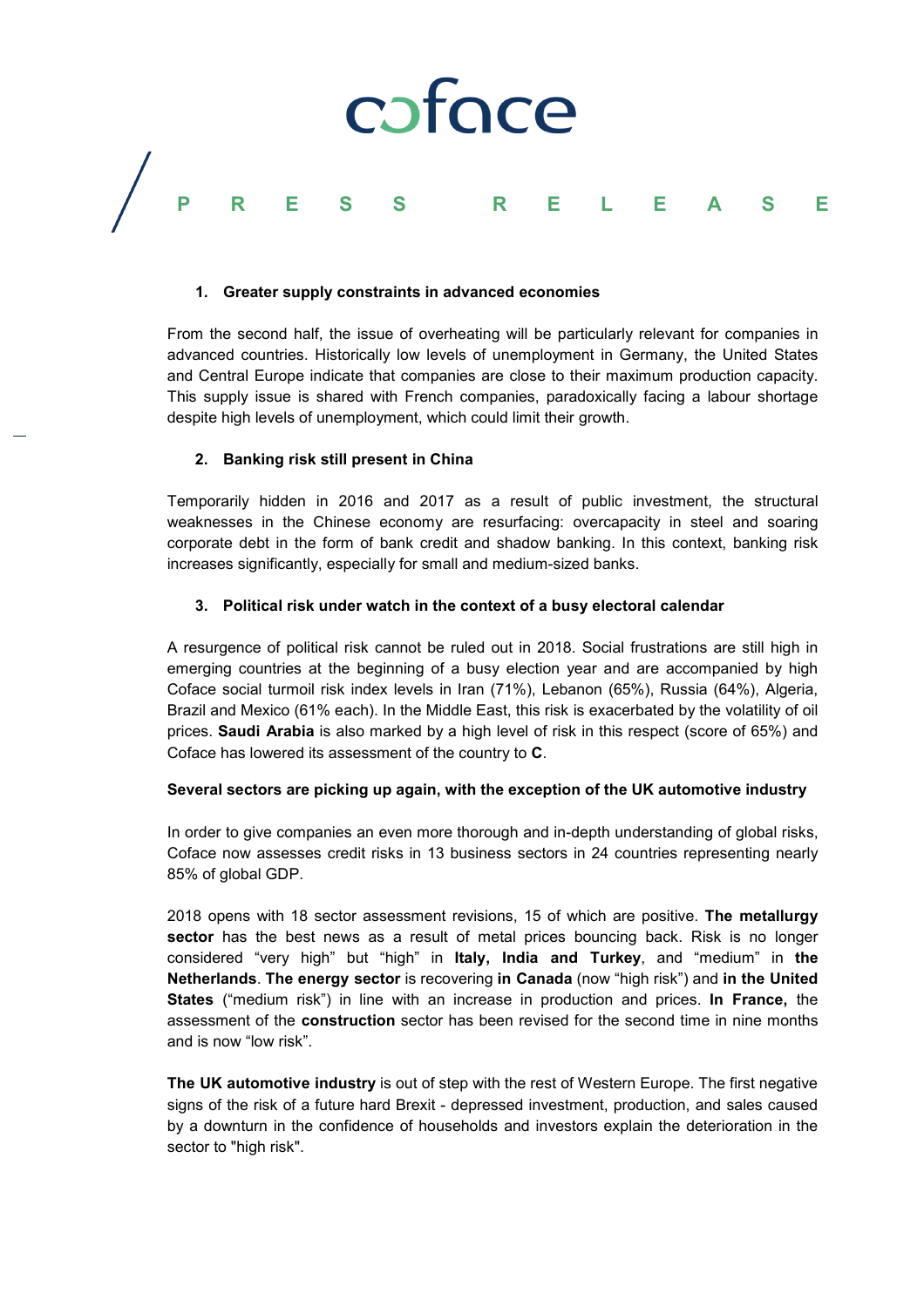1. **Greater supply constraints in advanced economies**

From the second half, the issue of overheating will be particularly relevant for companies in advanced countries. Historically low levels of unemployment in Germany, the United States and Central Europe indicate that companies are close to their maximum production capacity. This supply issue is shared with French companies, paradoxically facing a labour shortage despite high levels of unemployment, which could limit their growth.

2. **Banking risk still present in China**

Temporarily hidden in 2016 and 2017 as a result of public investment, the structural weaknesses in the Chinese economy are resurfacing: overcapacity in steel and soaring corporate debt in the form of bank credit and shadow banking. In this context, banking risk increases significantly, especially for small and medium-sized banks.

3. **Political risk under watch in the context of a busy electoral calendar**

A resurgence of political risk cannot be ruled out in 2018. Social frustrations are still high in emerging countries at the beginning of a busy election year and are accompanied by high Coface social turmoil risk index levels in Iran (71%), Lebanon (65%), Russia (64%), Algeria, Brazil and Mexico (61% each). In the Middle East, this risk is exacerbated by the volatility of oil prices. **Saudi Arabia** is also marked by a high level of risk in this respect (score of 65%) and Coface has lowered its assessment of the country to **C**.

**Several sectors are picking up again, with the exception of the UK automotive industry**

In order to give companies an even more thorough and in-depth understanding of global risks, Coface now assesses credit risks in 13 business sectors in 24 countries representing nearly 85% of global GDP.

2018 opens with 18 sector assessment revisions, 15 of which are positive. **The metallurgy sector** has the best news as a result of metal prices bouncing back. Risk is no longer considered "very high" but "high" in **Italy, India and Turkey**, and "medium" in **the Netherlands**. **The energy sector** is recovering **in Canada** (now "high risk") and **in the United States** ("medium risk") in line with an increase in production and prices. **In France,** the assessment of the **construction** sector has been revised for the second time in nine months and is now "low risk".

**The UK automotive industry** is out of step with the rest of Western Europe. The first negative signs of the risk of a future hard Brexit - depressed investment, production, and sales caused by a downturn in the confidence of households and investors explain the deterioration in the sector to "high risk".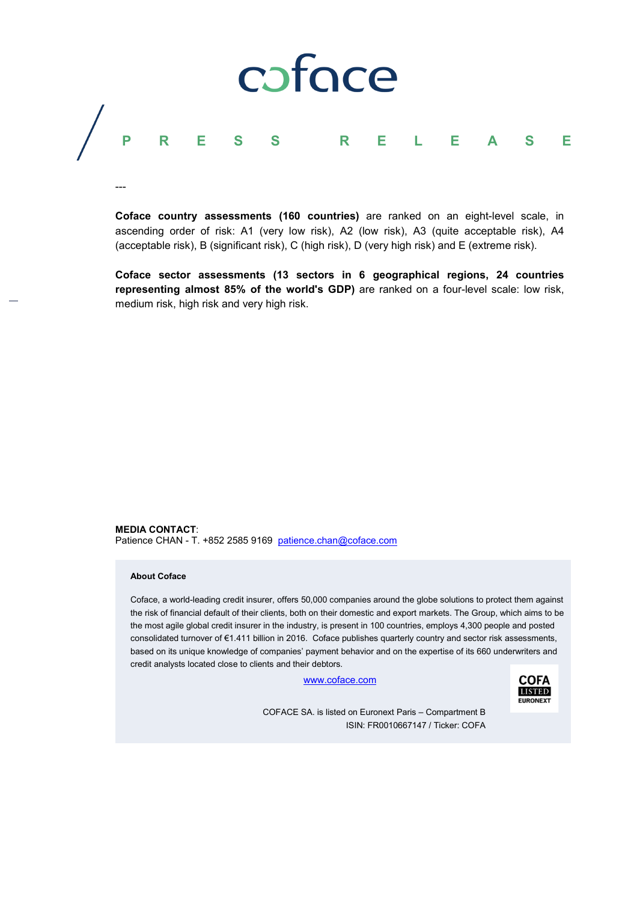---

**Coface country assessments (160 countries)** are ranked on an eight-level scale, in ascending order of risk: A1 (very low risk), A2 (low risk), A3 (quite acceptable risk), A4 (acceptable risk), B (significant risk), C (high risk), D (very high risk) and E (extreme risk).

**Coface sector assessments (13 sectors in 6 geographical regions, 24 countries representing almost 85% of the world's GDP)** are ranked on a four-level scale: low risk, medium risk, high risk and very high risk.

**MEDIA CONTACT**:
Patience CHAN - T. +852 2585 9169 patience.chan@coface.com

**About Coface**

Coface, a world-leading credit insurer, offers 50,000 companies around the globe solutions to protect them against the risk of financial default of their clients, both on their domestic and export markets. The Group, which aims to be the most agile global credit insurer in the industry, is present in 100 countries, employs 4,300 people and posted consolidated turnover of €1.411 billion in 2016. Coface publishes quarterly country and sector risk assessments, based on its unique knowledge of companies' payment behavior and on the expertise of its 660 underwriters and credit analysts located close to clients and their debtors.

www.coface.com

COFACE SA. is listed on Euronext Paris – Compartment B
ISIN: FR0010667147 / Ticker: COFA